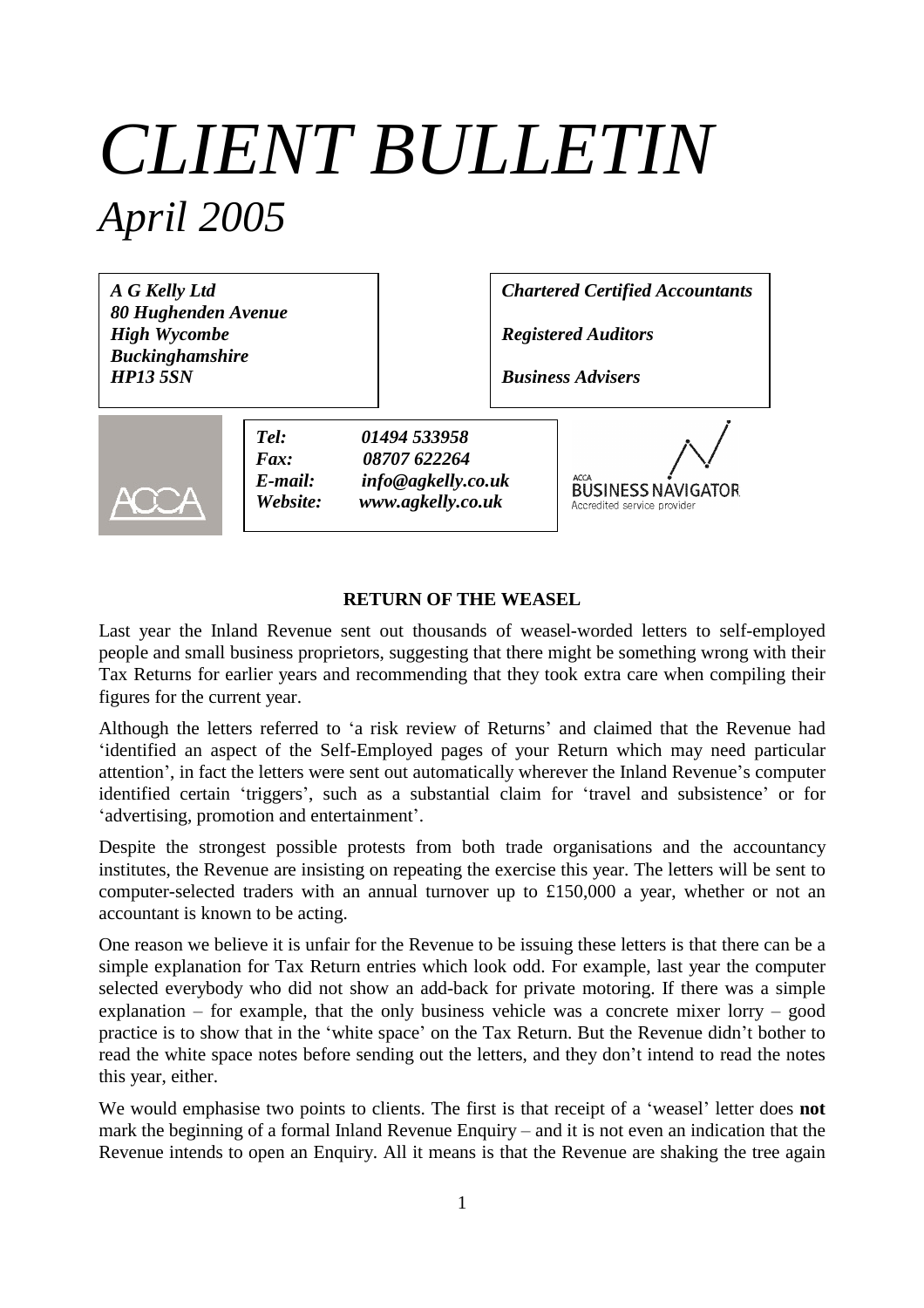// Page 1 of 4: title block, header boxes and first article section

# *CLIENT BULLETIN*

## *April 2005*

***A G Kelly Ltd***
***80 Hughenden Avenue***
***High Wycombe***
***Buckinghamshire***
***HP13 5SN***

***Chartered Certified Accountants***

***Registered Auditors***

***Business Advisers***

***Tel:*** *01494 533958*
***Fax:*** *08707 622264*
***E-mail:*** *info@agkelly.co.uk*
***Website:*** *www.agkelly.co.uk*

ACCA

ACCA BUSINESS NAVIGATOR Accredited service provider

**RETURN OF THE WEASEL**

Last year the Inland Revenue sent out thousands of weasel-worded letters to self-employed people and small business proprietors, suggesting that there might be something wrong with their Tax Returns for earlier years and recommending that they took extra care when compiling their figures for the current year.

Although the letters referred to 'a risk review of Returns' and claimed that the Revenue had 'identified an aspect of the Self-Employed pages of your Return which may need particular attention', in fact the letters were sent out automatically wherever the Inland Revenue's computer identified certain 'triggers', such as a substantial claim for 'travel and subsistence' or for 'advertising, promotion and entertainment'.

Despite the strongest possible protests from both trade organisations and the accountancy institutes, the Revenue are insisting on repeating the exercise this year. The letters will be sent to computer-selected traders with an annual turnover up to £150,000 a year, whether or not an accountant is known to be acting.

One reason we believe it is unfair for the Revenue to be issuing these letters is that there can be a simple explanation for Tax Return entries which look odd. For example, last year the computer selected everybody who did not show an add-back for private motoring. If there was a simple explanation – for example, that the only business vehicle was a concrete mixer lorry – good practice is to show that in the 'white space' on the Tax Return. But the Revenue didn't bother to read the white space notes before sending out the letters, and they don't intend to read the notes this year, either.

We would emphasise two points to clients. The first is that receipt of a 'weasel' letter does **not** mark the beginning of a formal Inland Revenue Enquiry – and it is not even an indication that the Revenue intends to open an Enquiry. All it means is that the Revenue are shaking the tree again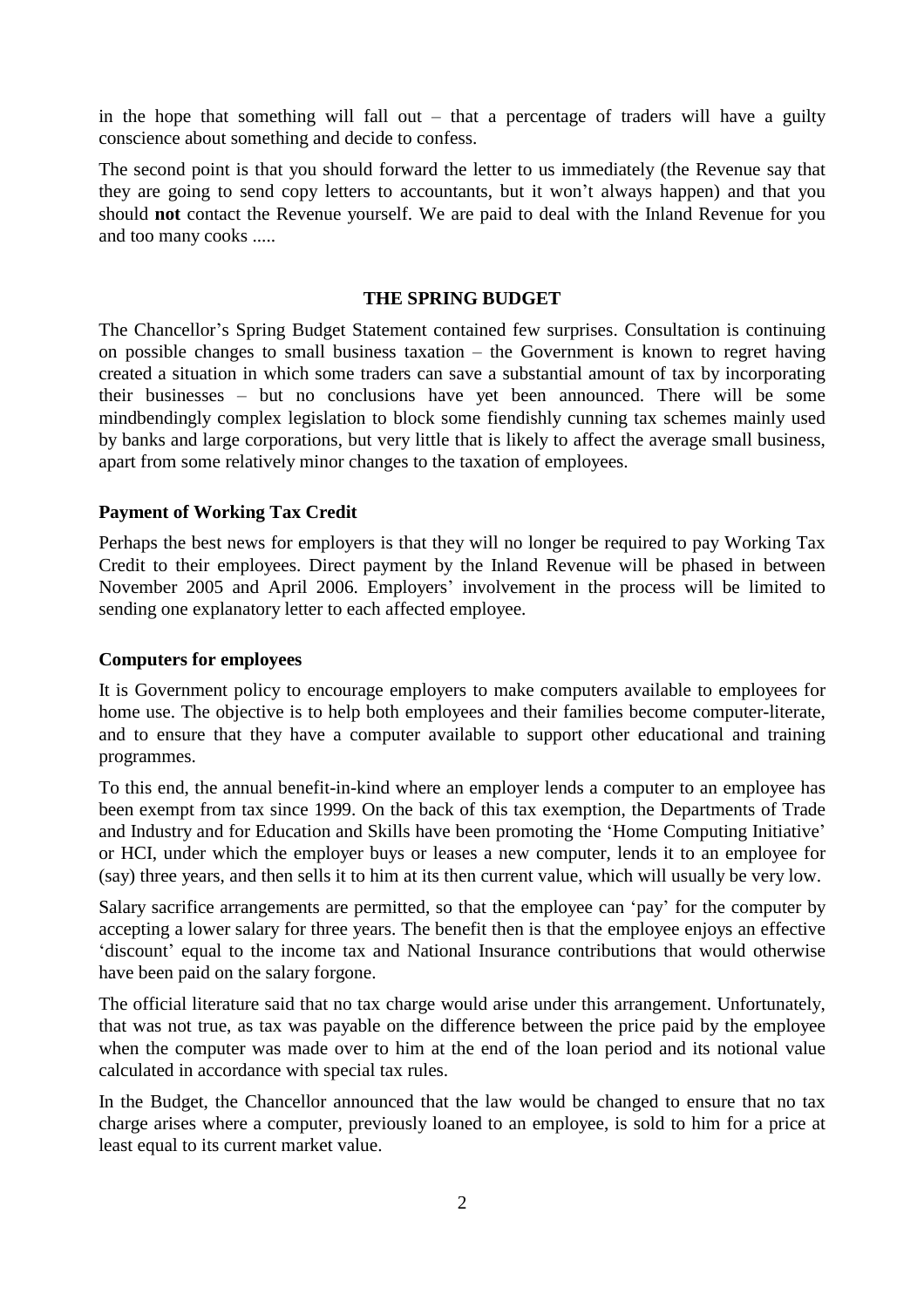in the hope that something will fall out – that a percentage of traders will have a guilty conscience about something and decide to confess.

The second point is that you should forward the letter to us immediately (the Revenue say that they are going to send copy letters to accountants, but it won't always happen) and that you should **not** contact the Revenue yourself. We are paid to deal with the Inland Revenue for you and too many cooks .....

## THE SPRING BUDGET

The Chancellor's Spring Budget Statement contained few surprises. Consultation is continuing on possible changes to small business taxation – the Government is known to regret having created a situation in which some traders can save a substantial amount of tax by incorporating their businesses – but no conclusions have yet been announced. There will be some mindbendingly complex legislation to block some fiendishly cunning tax schemes mainly used by banks and large corporations, but very little that is likely to affect the average small business, apart from some relatively minor changes to the taxation of employees.

### Payment of Working Tax Credit

Perhaps the best news for employers is that they will no longer be required to pay Working Tax Credit to their employees. Direct payment by the Inland Revenue will be phased in between November 2005 and April 2006. Employers' involvement in the process will be limited to sending one explanatory letter to each affected employee.

### Computers for employees

It is Government policy to encourage employers to make computers available to employees for home use. The objective is to help both employees and their families become computer-literate, and to ensure that they have a computer available to support other educational and training programmes.

To this end, the annual benefit-in-kind where an employer lends a computer to an employee has been exempt from tax since 1999. On the back of this tax exemption, the Departments of Trade and Industry and for Education and Skills have been promoting the 'Home Computing Initiative' or HCI, under which the employer buys or leases a new computer, lends it to an employee for (say) three years, and then sells it to him at its then current value, which will usually be very low.

Salary sacrifice arrangements are permitted, so that the employee can 'pay' for the computer by accepting a lower salary for three years. The benefit then is that the employee enjoys an effective 'discount' equal to the income tax and National Insurance contributions that would otherwise have been paid on the salary forgone.

The official literature said that no tax charge would arise under this arrangement. Unfortunately, that was not true, as tax was payable on the difference between the price paid by the employee when the computer was made over to him at the end of the loan period and its notional value calculated in accordance with special tax rules.

In the Budget, the Chancellor announced that the law would be changed to ensure that no tax charge arises where a computer, previously loaned to an employee, is sold to him for a price at least equal to its current market value.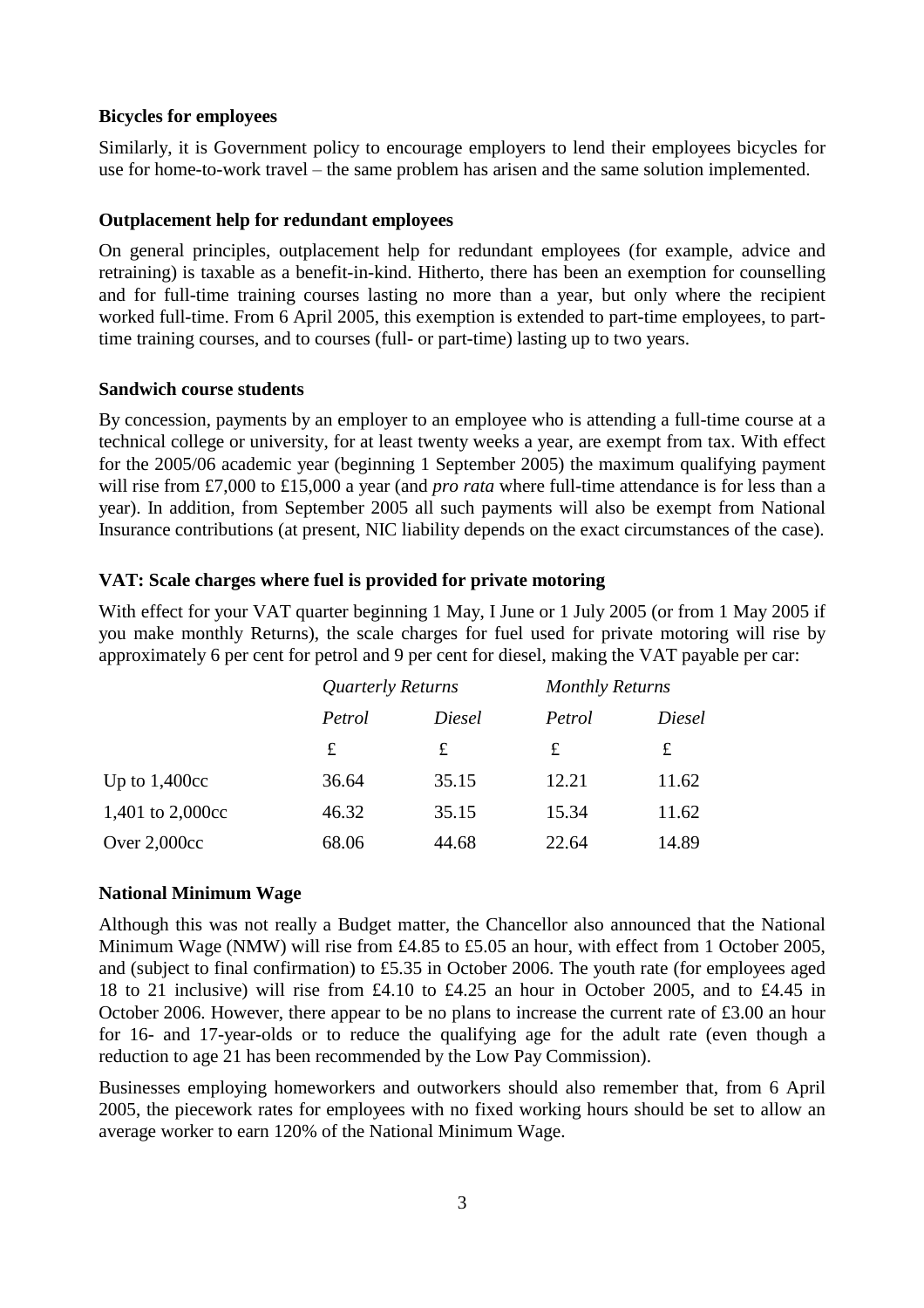**Bicycles for employees**

Similarly, it is Government policy to encourage employers to lend their employees bicycles for use for home-to-work travel – the same problem has arisen and the same solution implemented.

**Outplacement help for redundant employees**

On general principles, outplacement help for redundant employees (for example, advice and retraining) is taxable as a benefit-in-kind. Hitherto, there has been an exemption for counselling and for full-time training courses lasting no more than a year, but only where the recipient worked full-time. From 6 April 2005, this exemption is extended to part-time employees, to part-time training courses, and to courses (full- or part-time) lasting up to two years.

**Sandwich course students**

By concession, payments by an employer to an employee who is attending a full-time course at a technical college or university, for at least twenty weeks a year, are exempt from tax. With effect for the 2005/06 academic year (beginning 1 September 2005) the maximum qualifying payment will rise from £7,000 to £15,000 a year (and *pro rata* where full-time attendance is for less than a year). In addition, from September 2005 all such payments will also be exempt from National Insurance contributions (at present, NIC liability depends on the exact circumstances of the case).

**VAT: Scale charges where fuel is provided for private motoring**

With effect for your VAT quarter beginning 1 May, I June or 1 July 2005 (or from 1 May 2005 if you make monthly Returns), the scale charges for fuel used for private motoring will rise by approximately 6 per cent for petrol and 9 per cent for diesel, making the VAT payable per car:

| | *Quarterly Returns* | | *Monthly Returns* | |
|---|---|---|---|---|
| | *Petrol* | *Diesel* | *Petrol* | *Diesel* |
| | £ | £ | £ | £ |
| Up to 1,400cc | 36.64 | 35.15 | 12.21 | 11.62 |
| 1,401 to 2,000cc | 46.32 | 35.15 | 15.34 | 11.62 |
| Over 2,000cc | 68.06 | 44.68 | 22.64 | 14.89 |

**National Minimum Wage**

Although this was not really a Budget matter, the Chancellor also announced that the National Minimum Wage (NMW) will rise from £4.85 to £5.05 an hour, with effect from 1 October 2005, and (subject to final confirmation) to £5.35 in October 2006. The youth rate (for employees aged 18 to 21 inclusive) will rise from £4.10 to £4.25 an hour in October 2005, and to £4.45 in October 2006. However, there appear to be no plans to increase the current rate of £3.00 an hour for 16- and 17-year-olds or to reduce the qualifying age for the adult rate (even though a reduction to age 21 has been recommended by the Low Pay Commission).

Businesses employing homeworkers and outworkers should also remember that, from 6 April 2005, the piecework rates for employees with no fixed working hours should be set to allow an average worker to earn 120% of the National Minimum Wage.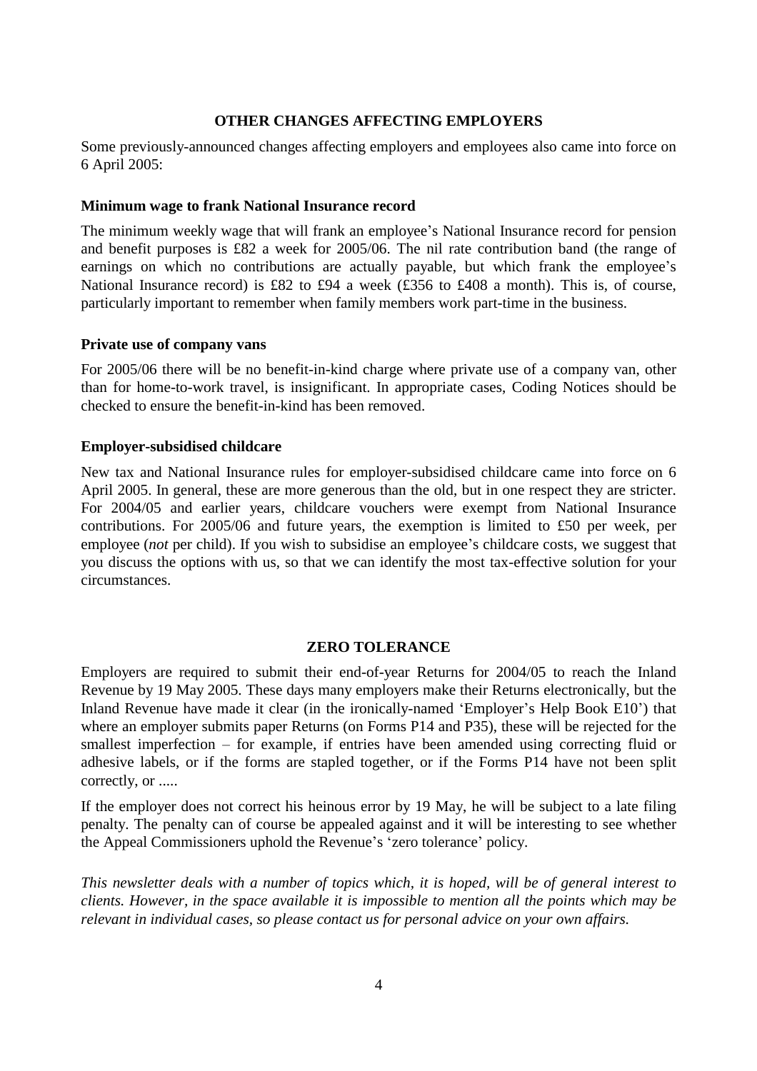## OTHER CHANGES AFFECTING EMPLOYERS

Some previously-announced changes affecting employers and employees also came into force on 6 April 2005:

### Minimum wage to frank National Insurance record

The minimum weekly wage that will frank an employee's National Insurance record for pension and benefit purposes is £82 a week for 2005/06. The nil rate contribution band (the range of earnings on which no contributions are actually payable, but which frank the employee's National Insurance record) is £82 to £94 a week (£356 to £408 a month). This is, of course, particularly important to remember when family members work part-time in the business.

### Private use of company vans

For 2005/06 there will be no benefit-in-kind charge where private use of a company van, other than for home-to-work travel, is insignificant. In appropriate cases, Coding Notices should be checked to ensure the benefit-in-kind has been removed.

### Employer-subsidised childcare

New tax and National Insurance rules for employer-subsidised childcare came into force on 6 April 2005. In general, these are more generous than the old, but in one respect they are stricter. For 2004/05 and earlier years, childcare vouchers were exempt from National Insurance contributions. For 2005/06 and future years, the exemption is limited to £50 per week, per employee (*not* per child). If you wish to subsidise an employee's childcare costs, we suggest that you discuss the options with us, so that we can identify the most tax-effective solution for your circumstances.

## ZERO TOLERANCE

Employers are required to submit their end-of-year Returns for 2004/05 to reach the Inland Revenue by 19 May 2005. These days many employers make their Returns electronically, but the Inland Revenue have made it clear (in the ironically-named 'Employer's Help Book E10') that where an employer submits paper Returns (on Forms P14 and P35), these will be rejected for the smallest imperfection – for example, if entries have been amended using correcting fluid or adhesive labels, or if the forms are stapled together, or if the Forms P14 have not been split correctly, or .....

If the employer does not correct his heinous error by 19 May, he will be subject to a late filing penalty. The penalty can of course be appealed against and it will be interesting to see whether the Appeal Commissioners uphold the Revenue's 'zero tolerance' policy.

*This newsletter deals with a number of topics which, it is hoped, will be of general interest to clients. However, in the space available it is impossible to mention all the points which may be relevant in individual cases, so please contact us for personal advice on your own affairs.*